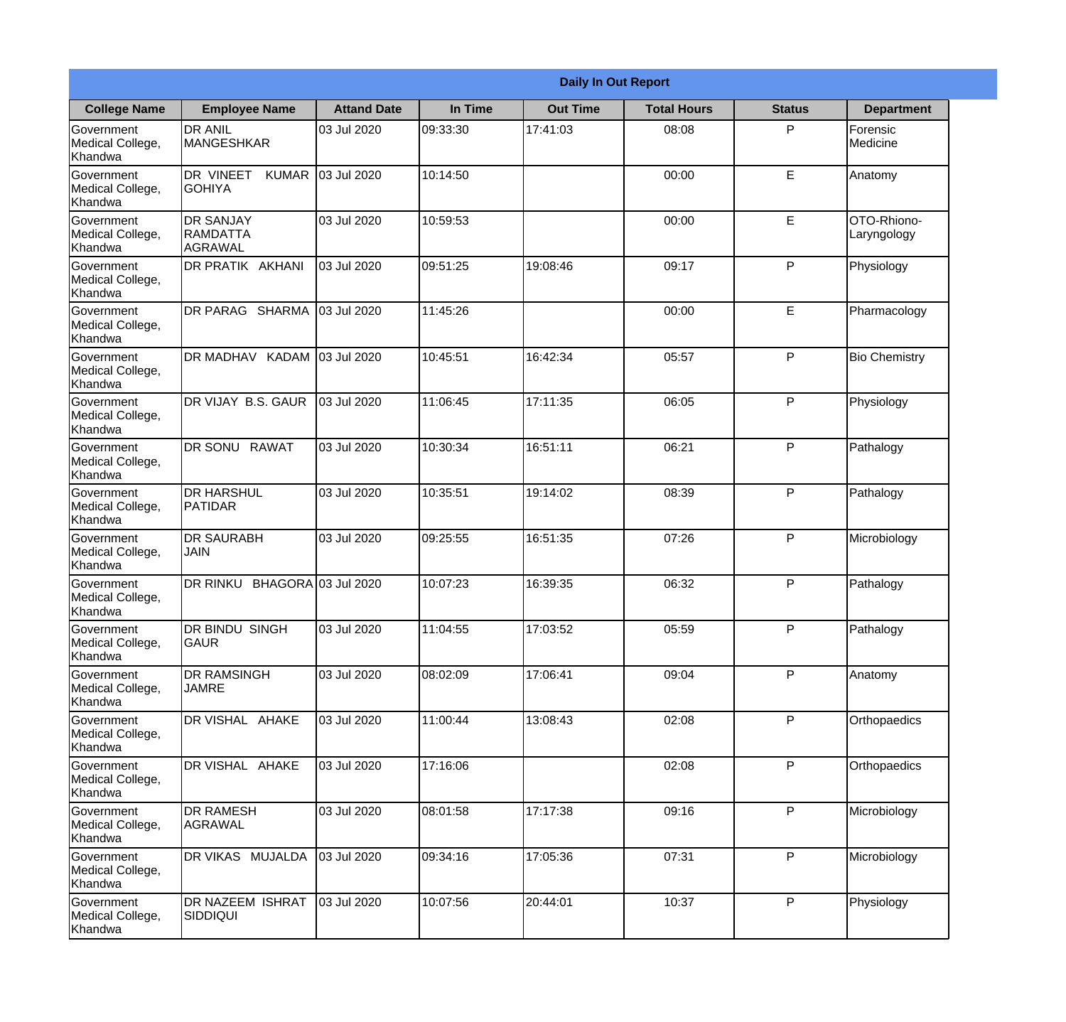| Daily In Out Report | | | | | | | |
|---|---|---|---|---|---|---|---|
| **College Name** | **Employee Name** | **Attand Date** | **In Time** | **Out Time** | **Total Hours** | **Status** | **Department** |
| Government Medical College, Khandwa | DR ANIL MANGESHKAR | 03 Jul 2020 | 09:33:30 | 17:41:03 | 08:08 | P | Forensic Medicine |
| Government Medical College, Khandwa | DR VINEET KUMAR GOHIYA | 03 Jul 2020 | 10:14:50 | | 00:00 | E | Anatomy |
| Government Medical College, Khandwa | DR SANJAY RAMDATTA AGRAWAL | 03 Jul 2020 | 10:59:53 | | 00:00 | E | OTO-Rhiono-Laryngology |
| Government Medical College, Khandwa | DR PRATIK AKHANI | 03 Jul 2020 | 09:51:25 | 19:08:46 | 09:17 | P | Physiology |
| Government Medical College, Khandwa | DR PARAG SHARMA | 03 Jul 2020 | 11:45:26 | | 00:00 | E | Pharmacology |
| Government Medical College, Khandwa | DR MADHAV KADAM | 03 Jul 2020 | 10:45:51 | 16:42:34 | 05:57 | P | Bio Chemistry |
| Government Medical College, Khandwa | DR VIJAY B.S. GAUR | 03 Jul 2020 | 11:06:45 | 17:11:35 | 06:05 | P | Physiology |
| Government Medical College, Khandwa | DR SONU RAWAT | 03 Jul 2020 | 10:30:34 | 16:51:11 | 06:21 | P | Pathalogy |
| Government Medical College, Khandwa | DR HARSHUL PATIDAR | 03 Jul 2020 | 10:35:51 | 19:14:02 | 08:39 | P | Pathalogy |
| Government Medical College, Khandwa | DR SAURABH JAIN | 03 Jul 2020 | 09:25:55 | 16:51:35 | 07:26 | P | Microbiology |
| Government Medical College, Khandwa | DR RINKU BHAGORA | 03 Jul 2020 | 10:07:23 | 16:39:35 | 06:32 | P | Pathalogy |
| Government Medical College, Khandwa | DR BINDU SINGH GAUR | 03 Jul 2020 | 11:04:55 | 17:03:52 | 05:59 | P | Pathalogy |
| Government Medical College, Khandwa | DR RAMSINGH JAMRE | 03 Jul 2020 | 08:02:09 | 17:06:41 | 09:04 | P | Anatomy |
| Government Medical College, Khandwa | DR VISHAL AHAKE | 03 Jul 2020 | 11:00:44 | 13:08:43 | 02:08 | P | Orthopaedics |
| Government Medical College, Khandwa | DR VISHAL AHAKE | 03 Jul 2020 | 17:16:06 | | 02:08 | P | Orthopaedics |
| Government Medical College, Khandwa | DR RAMESH AGRAWAL | 03 Jul 2020 | 08:01:58 | 17:17:38 | 09:16 | P | Microbiology |
| Government Medical College, Khandwa | DR VIKAS MUJALDA | 03 Jul 2020 | 09:34:16 | 17:05:36 | 07:31 | P | Microbiology |
| Government Medical College, Khandwa | DR NAZEEM ISHRAT SIDDIQUI | 03 Jul 2020 | 10:07:56 | 20:44:01 | 10:37 | P | Physiology |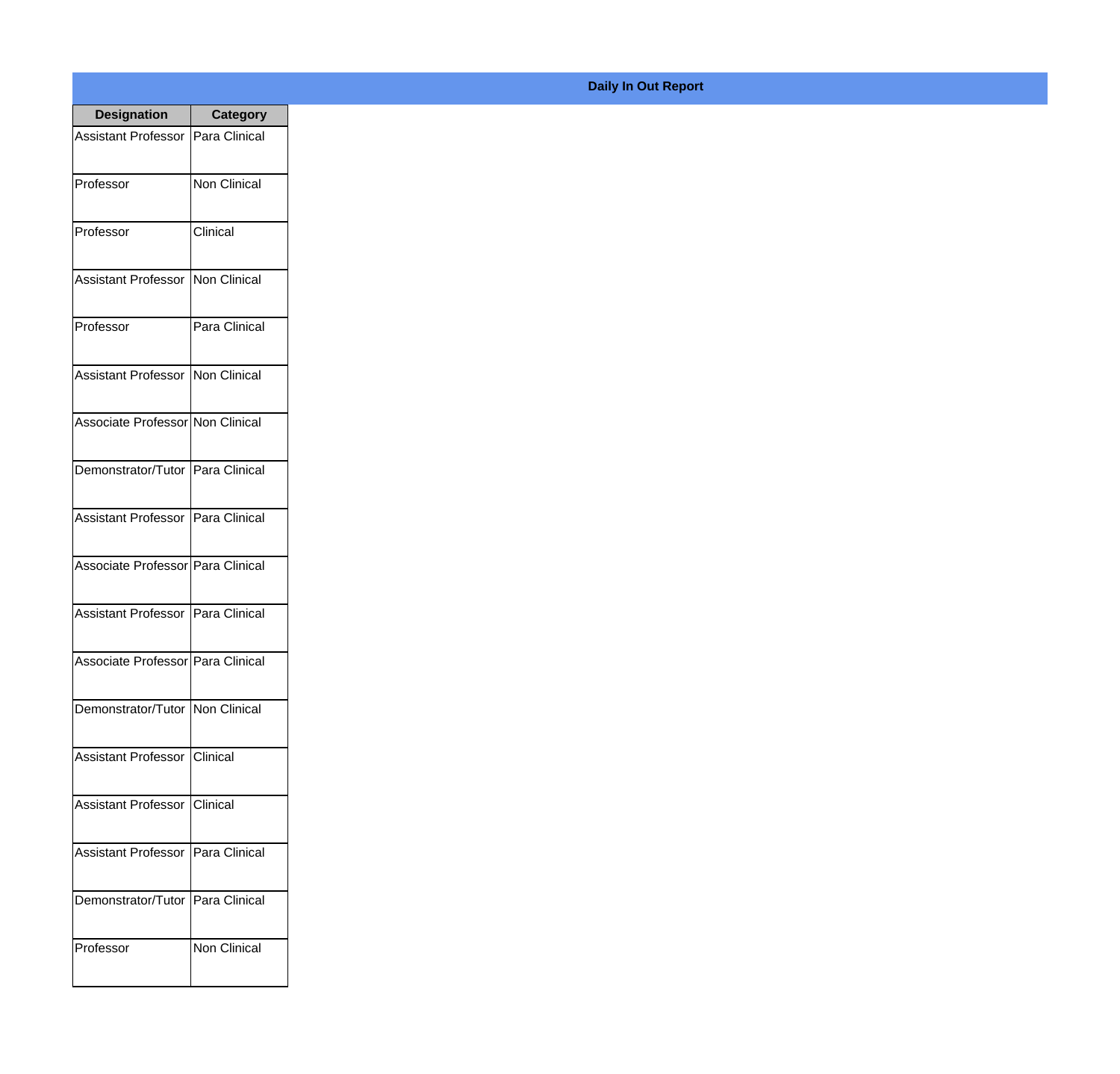**Daily In Out Report**

| Designation | Category |
|---|---|
| Assistant Professor | Para Clinical |
| Professor | Non Clinical |
| Professor | Clinical |
| Assistant Professor | Non Clinical |
| Professor | Para Clinical |
| Assistant Professor | Non Clinical |
| Associate Professor | Non Clinical |
| Demonstrator/Tutor | Para Clinical |
| Assistant Professor | Para Clinical |
| Associate Professor | Para Clinical |
| Assistant Professor | Para Clinical |
| Associate Professor | Para Clinical |
| Demonstrator/Tutor | Non Clinical |
| Assistant Professor | Clinical |
| Assistant Professor | Clinical |
| Assistant Professor | Para Clinical |
| Demonstrator/Tutor | Para Clinical |
| Professor | Non Clinical |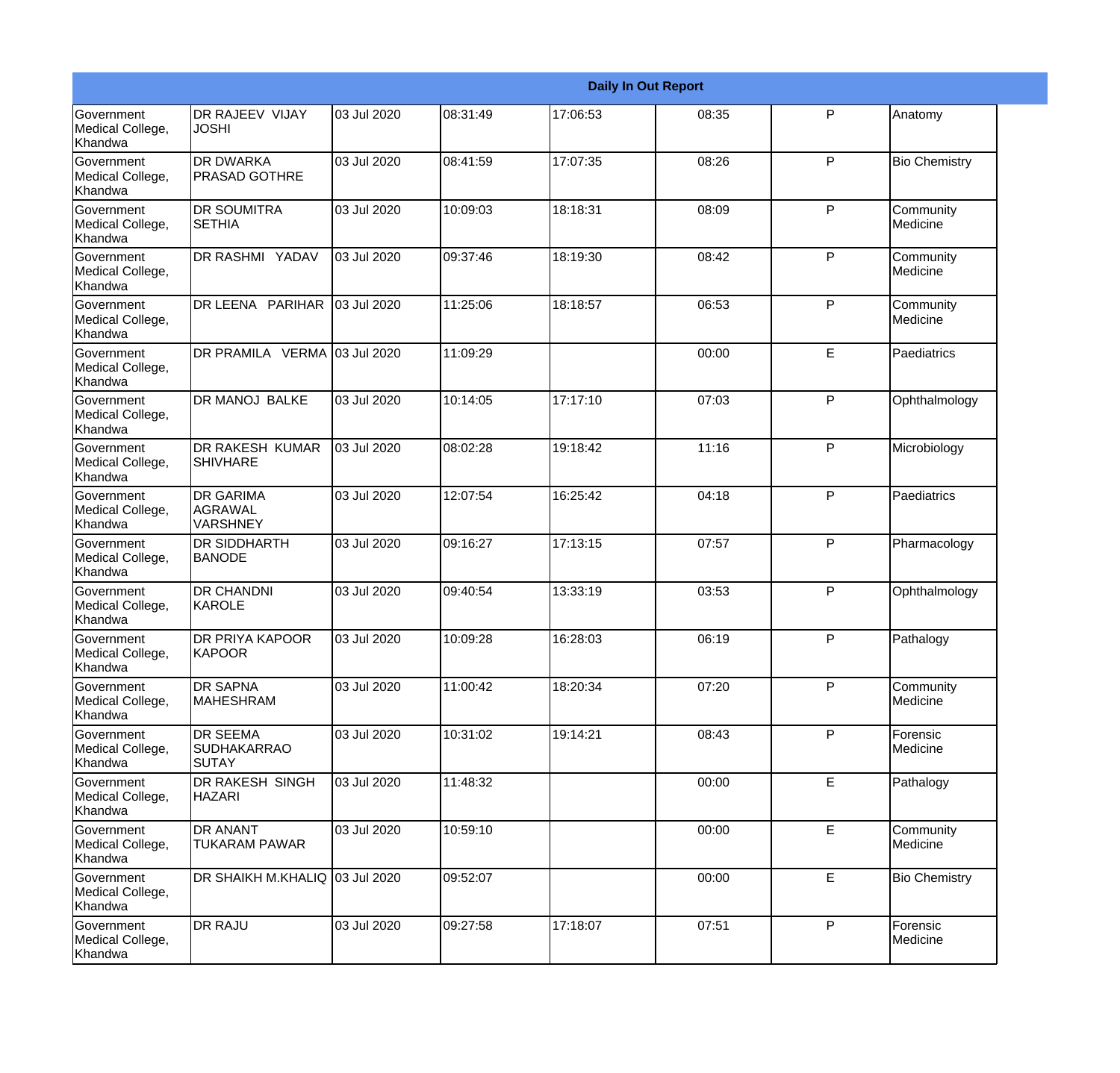| Daily In Out Report | | | | | | | |
|---|---|---|---|---|---|---|---|
| Government Medical College, Khandwa | DR RAJEEV VIJAY JOSHI | 03 Jul 2020 | 08:31:49 | 17:06:53 | 08:35 | P | Anatomy |
| Government Medical College, Khandwa | DR DWARKA PRASAD GOTHRE | 03 Jul 2020 | 08:41:59 | 17:07:35 | 08:26 | P | Bio Chemistry |
| Government Medical College, Khandwa | DR SOUMITRA SETHIA | 03 Jul 2020 | 10:09:03 | 18:18:31 | 08:09 | P | Community Medicine |
| Government Medical College, Khandwa | DR RASHMI YADAV | 03 Jul 2020 | 09:37:46 | 18:19:30 | 08:42 | P | Community Medicine |
| Government Medical College, Khandwa | DR LEENA PARIHAR | 03 Jul 2020 | 11:25:06 | 18:18:57 | 06:53 | P | Community Medicine |
| Government Medical College, Khandwa | DR PRAMILA VERMA | 03 Jul 2020 | 11:09:29 | | 00:00 | E | Paediatrics |
| Government Medical College, Khandwa | DR MANOJ BALKE | 03 Jul 2020 | 10:14:05 | 17:17:10 | 07:03 | P | Ophthalmology |
| Government Medical College, Khandwa | DR RAKESH KUMAR SHIVHARE | 03 Jul 2020 | 08:02:28 | 19:18:42 | 11:16 | P | Microbiology |
| Government Medical College, Khandwa | DR GARIMA AGRAWAL VARSHNEY | 03 Jul 2020 | 12:07:54 | 16:25:42 | 04:18 | P | Paediatrics |
| Government Medical College, Khandwa | DR SIDDHARTH BANODE | 03 Jul 2020 | 09:16:27 | 17:13:15 | 07:57 | P | Pharmacology |
| Government Medical College, Khandwa | DR CHANDNI KAROLE | 03 Jul 2020 | 09:40:54 | 13:33:19 | 03:53 | P | Ophthalmology |
| Government Medical College, Khandwa | DR PRIYA KAPOOR KAPOOR | 03 Jul 2020 | 10:09:28 | 16:28:03 | 06:19 | P | Pathalogy |
| Government Medical College, Khandwa | DR SAPNA MAHESHRAM | 03 Jul 2020 | 11:00:42 | 18:20:34 | 07:20 | P | Community Medicine |
| Government Medical College, Khandwa | DR SEEMA SUDHAKARRAO SUTAY | 03 Jul 2020 | 10:31:02 | 19:14:21 | 08:43 | P | Forensic Medicine |
| Government Medical College, Khandwa | DR RAKESH SINGH HAZARI | 03 Jul 2020 | 11:48:32 | | 00:00 | E | Pathalogy |
| Government Medical College, Khandwa | DR ANANT TUKARAM PAWAR | 03 Jul 2020 | 10:59:10 | | 00:00 | E | Community Medicine |
| Government Medical College, Khandwa | DR SHAIKH M.KHALIQ | 03 Jul 2020 | 09:52:07 | | 00:00 | E | Bio Chemistry |
| Government Medical College, Khandwa | DR RAJU | 03 Jul 2020 | 09:27:58 | 17:18:07 | 07:51 | P | Forensic Medicine |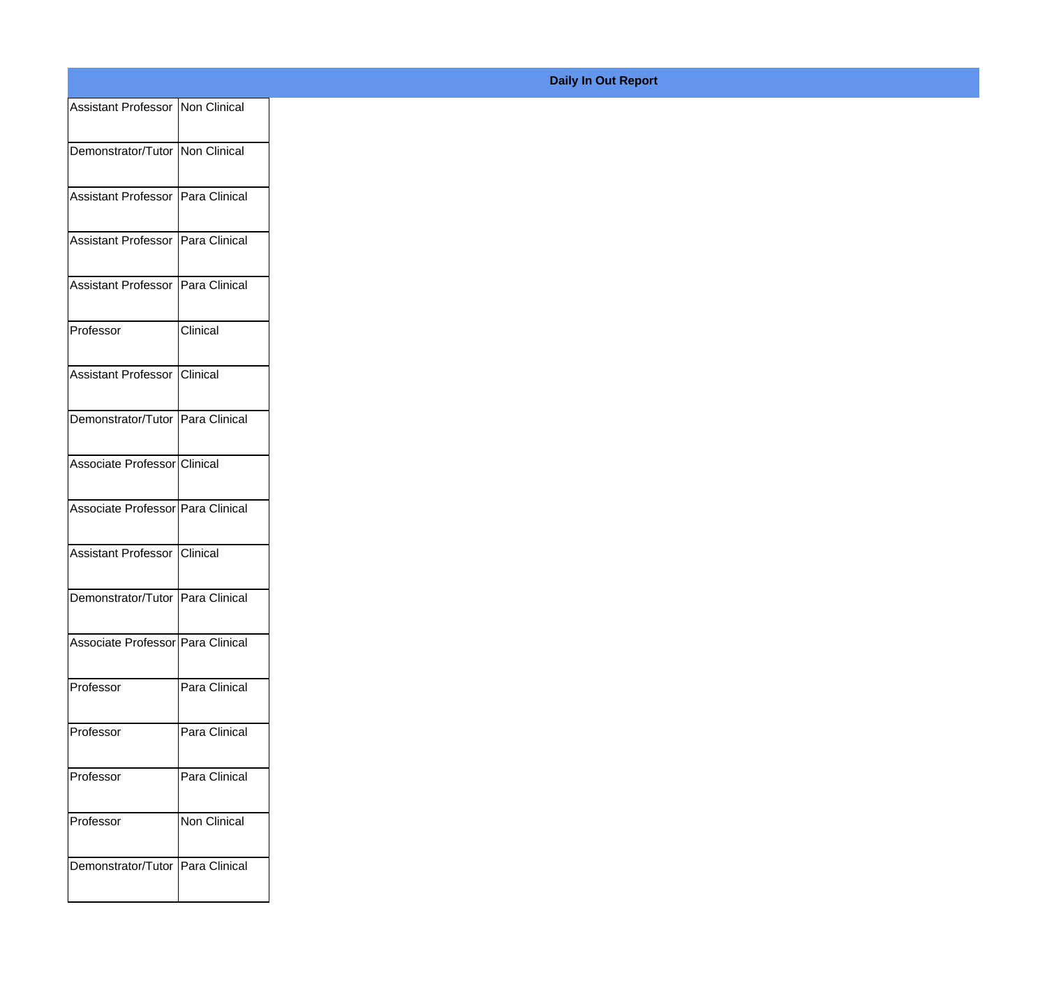**Daily In Out Report**

| | |
|---|---|
| Assistant Professor | Non Clinical |
| Demonstrator/Tutor | Non Clinical |
| Assistant Professor | Para Clinical |
| Assistant Professor | Para Clinical |
| Assistant Professor | Para Clinical |
| Professor | Clinical |
| Assistant Professor | Clinical |
| Demonstrator/Tutor | Para Clinical |
| Associate Professor | Clinical |
| Associate Professor | Para Clinical |
| Assistant Professor | Clinical |
| Demonstrator/Tutor | Para Clinical |
| Associate Professor | Para Clinical |
| Professor | Para Clinical |
| Professor | Para Clinical |
| Professor | Para Clinical |
| Professor | Non Clinical |
| Demonstrator/Tutor | Para Clinical |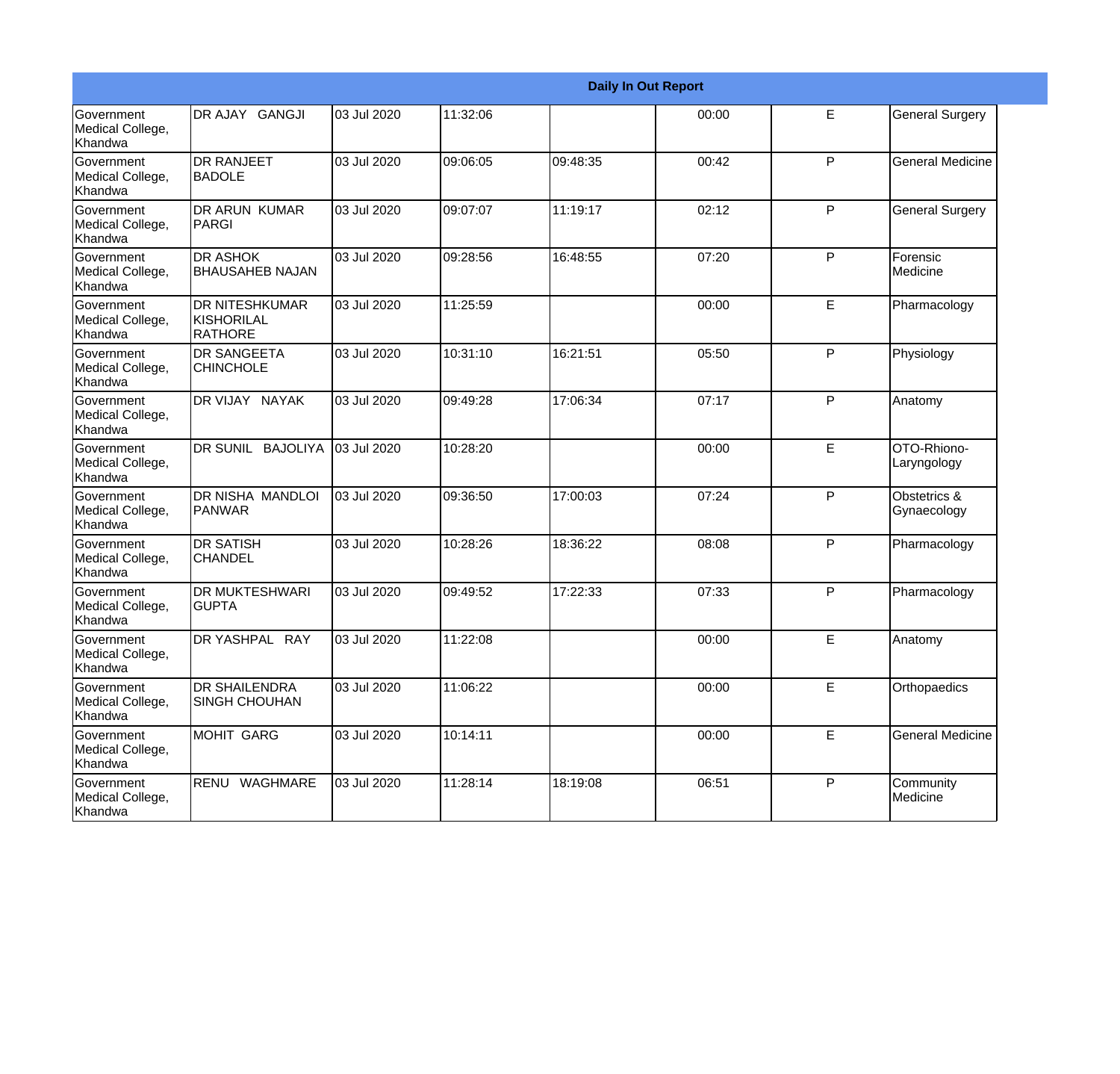| Daily In Out Report | | | | | | | |
|---|---|---|---|---|---|---|---|
| Government Medical College, Khandwa | DR AJAY GANGJI | 03 Jul 2020 | 11:32:06 | | 00:00 | E | General Surgery |
| Government Medical College, Khandwa | DR RANJEET BADOLE | 03 Jul 2020 | 09:06:05 | 09:48:35 | 00:42 | P | General Medicine |
| Government Medical College, Khandwa | DR ARUN KUMAR PARGI | 03 Jul 2020 | 09:07:07 | 11:19:17 | 02:12 | P | General Surgery |
| Government Medical College, Khandwa | DR ASHOK BHAUSAHEB NAJAN | 03 Jul 2020 | 09:28:56 | 16:48:55 | 07:20 | P | Forensic Medicine |
| Government Medical College, Khandwa | DR NITESHKUMAR KISHORILAL RATHORE | 03 Jul 2020 | 11:25:59 | | 00:00 | E | Pharmacology |
| Government Medical College, Khandwa | DR SANGEETA CHINCHOLE | 03 Jul 2020 | 10:31:10 | 16:21:51 | 05:50 | P | Physiology |
| Government Medical College, Khandwa | DR VIJAY NAYAK | 03 Jul 2020 | 09:49:28 | 17:06:34 | 07:17 | P | Anatomy |
| Government Medical College, Khandwa | DR SUNIL BAJOLIYA | 03 Jul 2020 | 10:28:20 | | 00:00 | E | OTO-Rhiono-Laryngology |
| Government Medical College, Khandwa | DR NISHA MANDLOI PANWAR | 03 Jul 2020 | 09:36:50 | 17:00:03 | 07:24 | P | Obstetrics & Gynaecology |
| Government Medical College, Khandwa | DR SATISH CHANDEL | 03 Jul 2020 | 10:28:26 | 18:36:22 | 08:08 | P | Pharmacology |
| Government Medical College, Khandwa | DR MUKTESHWARI GUPTA | 03 Jul 2020 | 09:49:52 | 17:22:33 | 07:33 | P | Pharmacology |
| Government Medical College, Khandwa | DR YASHPAL RAY | 03 Jul 2020 | 11:22:08 | | 00:00 | E | Anatomy |
| Government Medical College, Khandwa | DR SHAILENDRA SINGH CHOUHAN | 03 Jul 2020 | 11:06:22 | | 00:00 | E | Orthopaedics |
| Government Medical College, Khandwa | MOHIT GARG | 03 Jul 2020 | 10:14:11 | | 00:00 | E | General Medicine |
| Government Medical College, Khandwa | RENU WAGHMARE | 03 Jul 2020 | 11:28:14 | 18:19:08 | 06:51 | P | Community Medicine |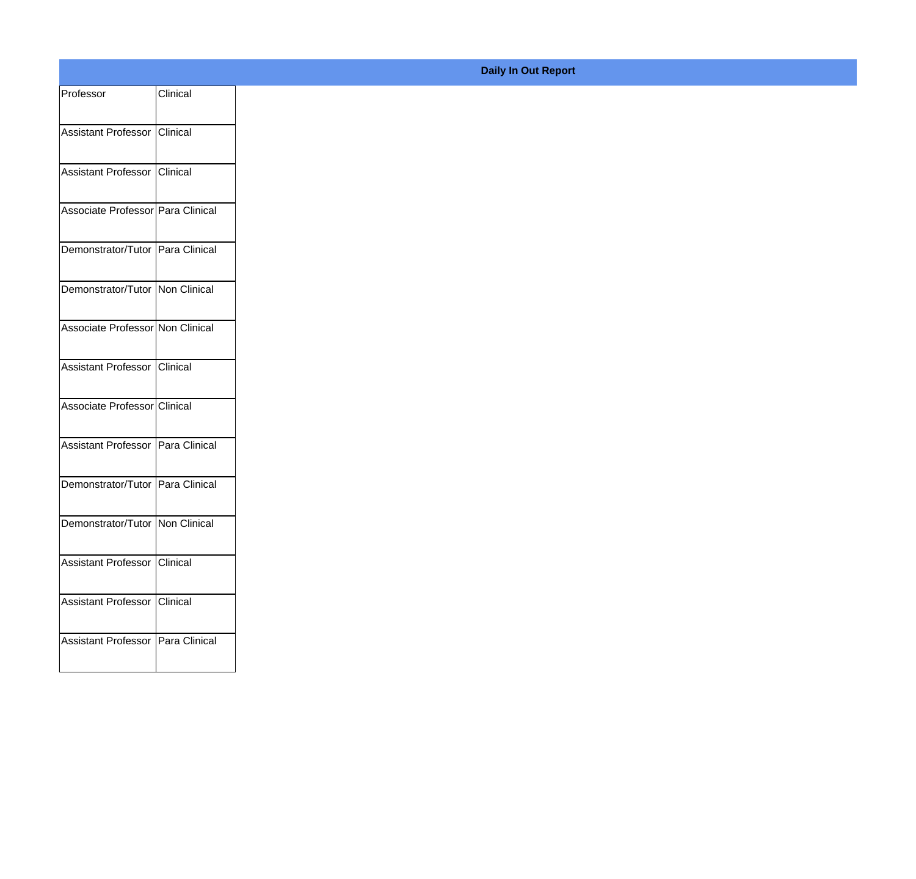**Daily In Out Report**

| | |
|---|---|
| Professor | Clinical |
| Assistant Professor | Clinical |
| Assistant Professor | Clinical |
| Associate Professor | Para Clinical |
| Demonstrator/Tutor | Para Clinical |
| Demonstrator/Tutor | Non Clinical |
| Associate Professor | Non Clinical |
| Assistant Professor | Clinical |
| Associate Professor | Clinical |
| Assistant Professor | Para Clinical |
| Demonstrator/Tutor | Para Clinical |
| Demonstrator/Tutor | Non Clinical |
| Assistant Professor | Clinical |
| Assistant Professor | Clinical |
| Assistant Professor | Para Clinical |